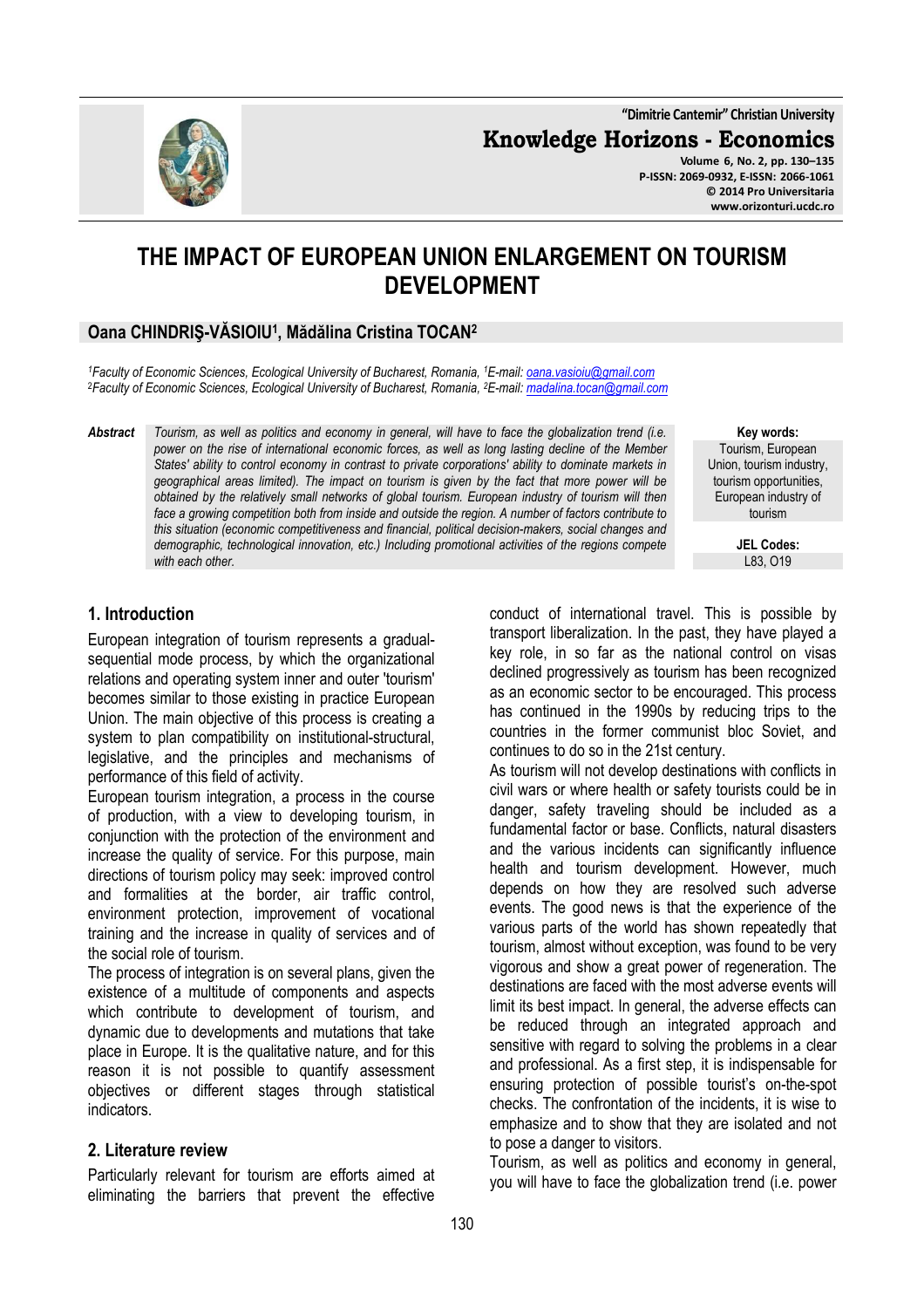# THE IMPACT OF EUROPEAN UNION ENLARGEMENT ON TOURISM DEVELOPMENT

**Oana CHINDRIŞ-VĂSIOIU[1], Mădălina Cristina TOCAN[2]**

*[1]Faculty of Economic Sciences, Ecological University of Bucharest, Romania, [1]E-mail: oana.vasioiu@gmail.com*
*[2]Faculty of Economic Sciences, Ecological University of Bucharest, Romania, [2]E-mail: madalina.tocan@gmail.com*

***Abstract*** *Tourism, as well as politics and economy in general, will have to face the globalization trend (i.e. power on the rise of international economic forces, as well as long lasting decline of the Member States' ability to control economy in contrast to private corporations' ability to dominate markets in geographical areas limited). The impact on tourism is given by the fact that more power will be obtained by the relatively small networks of global tourism. European industry of tourism will then face a growing competition both from inside and outside the region. A number of factors contribute to this situation (economic competitiveness and financial, political decision-makers, social changes and demographic, technological innovation, etc.) Including promotional activities of the regions compete with each other.*

**Key words:** Tourism, European Union, tourism industry, tourism opportunities, European industry of tourism

**JEL Codes:** L83, O19

## 1. Introduction

European integration of tourism represents a gradual-sequential mode process, by which the organizational relations and operating system inner and outer 'tourism' becomes similar to those existing in practice European Union. The main objective of this process is creating a system to plan compatibility on institutional-structural, legislative, and the principles and mechanisms of performance of this field of activity.

European tourism integration, a process in the course of production, with a view to developing tourism, in conjunction with the protection of the environment and increase the quality of service. For this purpose, main directions of tourism policy may seek: improved control and formalities at the border, air traffic control, environment protection, improvement of vocational training and the increase in quality of services and of the social role of tourism.

The process of integration is on several plans, given the existence of a multitude of components and aspects which contribute to development of tourism, and dynamic due to developments and mutations that take place in Europe. It is the qualitative nature, and for this reason it is not possible to quantify assessment objectives or different stages through statistical indicators.

## 2. Literature review

Particularly relevant for tourism are efforts aimed at eliminating the barriers that prevent the effective conduct of international travel. This is possible by transport liberalization. In the past, they have played a key role, in so far as the national control on visas declined progressively as tourism has been recognized as an economic sector to be encouraged. This process has continued in the 1990s by reducing trips to the countries in the former communist bloc Soviet, and continues to do so in the 21st century.

As tourism will not develop destinations with conflicts in civil wars or where health or safety tourists could be in danger, safety traveling should be included as a fundamental factor or base. Conflicts, natural disasters and the various incidents can significantly influence health and tourism development. However, much depends on how they are resolved such adverse events. The good news is that the experience of the various parts of the world has shown repeatedly that tourism, almost without exception, was found to be very vigorous and show a great power of regeneration. The destinations are faced with the most adverse events will limit its best impact. In general, the adverse effects can be reduced through an integrated approach and sensitive with regard to solving the problems in a clear and professional. As a first step, it is indispensable for ensuring protection of possible tourist's on-the-spot checks. The confrontation of the incidents, it is wise to emphasize and to show that they are isolated and not to pose a danger to visitors.

Tourism, as well as politics and economy in general, you will have to face the globalization trend (i.e. power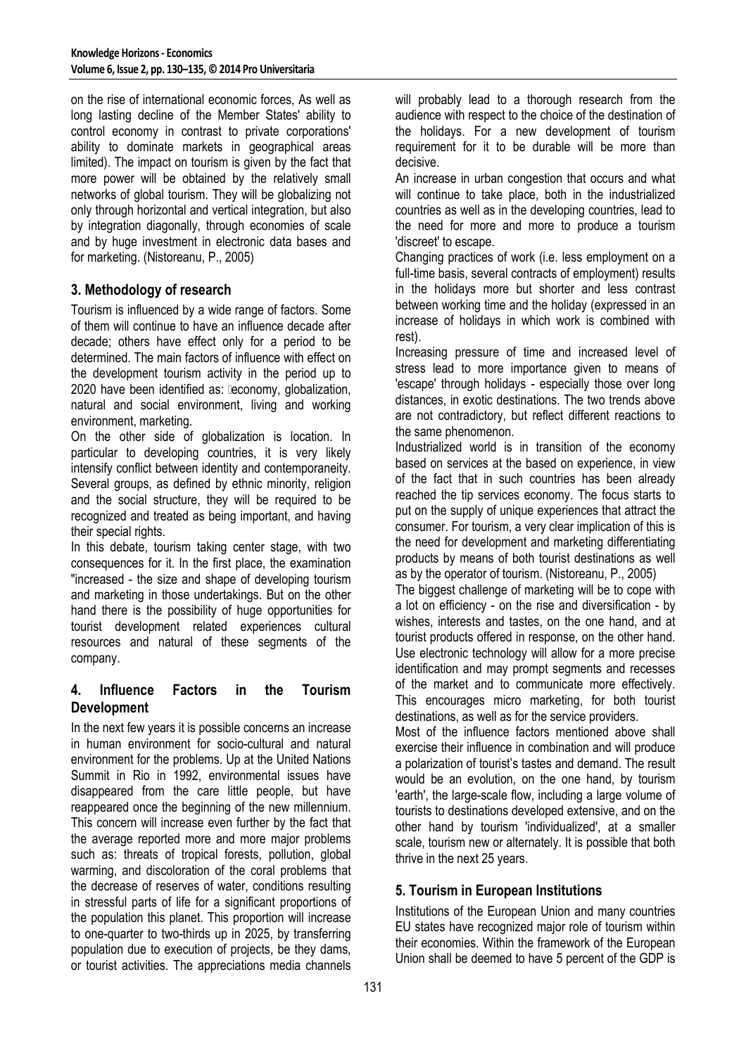on the rise of international economic forces, As well as long lasting decline of the Member States' ability to control economy in contrast to private corporations' ability to dominate markets in geographical areas limited). The impact on tourism is given by the fact that more power will be obtained by the relatively small networks of global tourism. They will be globalizing not only through horizontal and vertical integration, but also by integration diagonally, through economies of scale and by huge investment in electronic data bases and for marketing. (Nistoreanu, P., 2005)

## 3. Methodology of research

Tourism is influenced by a wide range of factors. Some of them will continue to have an influence decade after decade; others have effect only for a period to be determined. The main factors of influence with effect on the development tourism activity in the period up to 2020 have been identified as: economy, globalization, natural and social environment, living and working environment, marketing.

On the other side of globalization is location. In particular to developing countries, it is very likely intensify conflict between identity and contemporaneity. Several groups, as defined by ethnic minority, religion and the social structure, they will be required to be recognized and treated as being important, and having their special rights.

In this debate, tourism taking center stage, with two consequences for it. In the first place, the examination "increased - the size and shape of developing tourism and marketing in those undertakings. But on the other hand there is the possibility of huge opportunities for tourist development related experiences cultural resources and natural of these segments of the company.

## 4. Influence Factors in the Tourism Development

In the next few years it is possible concerns an increase in human environment for socio-cultural and natural environment for the problems. Up at the United Nations Summit in Rio in 1992, environmental issues have disappeared from the care little people, but have reappeared once the beginning of the new millennium. This concern will increase even further by the fact that the average reported more and more major problems such as: threats of tropical forests, pollution, global warming, and discoloration of the coral problems that the decrease of reserves of water, conditions resulting in stressful parts of life for a significant proportions of the population this planet. This proportion will increase to one-quarter to two-thirds up in 2025, by transferring population due to execution of projects, be they dams, or tourist activities. The appreciations media channels will probably lead to a thorough research from the audience with respect to the choice of the destination of the holidays. For a new development of tourism requirement for it to be durable will be more than decisive.

An increase in urban congestion that occurs and what will continue to take place, both in the industrialized countries as well as in the developing countries, lead to the need for more and more to produce a tourism 'discreet' to escape.

Changing practices of work (i.e. less employment on a full-time basis, several contracts of employment) results in the holidays more but shorter and less contrast between working time and the holiday (expressed in an increase of holidays in which work is combined with rest).

Increasing pressure of time and increased level of stress lead to more importance given to means of 'escape' through holidays - especially those over long distances, in exotic destinations. The two trends above are not contradictory, but reflect different reactions to the same phenomenon.

Industrialized world is in transition of the economy based on services at the based on experience, in view of the fact that in such countries has been already reached the tip services economy. The focus starts to put on the supply of unique experiences that attract the consumer. For tourism, a very clear implication of this is the need for development and marketing differentiating products by means of both tourist destinations as well as by the operator of tourism. (Nistoreanu, P., 2005)

The biggest challenge of marketing will be to cope with a lot on efficiency - on the rise and diversification - by wishes, interests and tastes, on the one hand, and at tourist products offered in response, on the other hand. Use electronic technology will allow for a more precise identification and may prompt segments and recesses of the market and to communicate more effectively. This encourages micro marketing, for both tourist destinations, as well as for the service providers.

Most of the influence factors mentioned above shall exercise their influence in combination and will produce a polarization of tourist's tastes and demand. The result would be an evolution, on the one hand, by tourism 'earth', the large-scale flow, including a large volume of tourists to destinations developed extensive, and on the other hand by tourism 'individualized', at a smaller scale, tourism new or alternately. It is possible that both thrive in the next 25 years.

## 5. Tourism in European Institutions

Institutions of the European Union and many countries EU states have recognized major role of tourism within their economies. Within the framework of the European Union shall be deemed to have 5 percent of the GDP is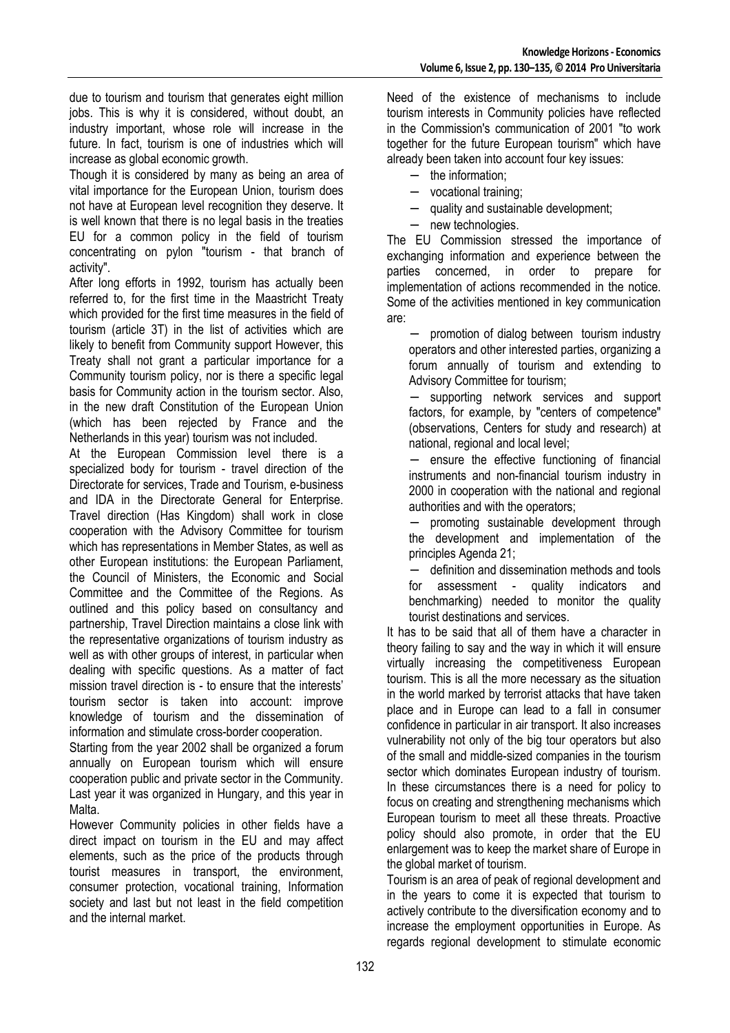due to tourism and tourism that generates eight million jobs. This is why it is considered, without doubt, an industry important, whose role will increase in the future. In fact, tourism is one of industries which will increase as global economic growth.

Though it is considered by many as being an area of vital importance for the European Union, tourism does not have at European level recognition they deserve. It is well known that there is no legal basis in the treaties EU for a common policy in the field of tourism concentrating on pylon "tourism - that branch of activity".

After long efforts in 1992, tourism has actually been referred to, for the first time in the Maastricht Treaty which provided for the first time measures in the field of tourism (article 3T) in the list of activities which are likely to benefit from Community support However, this Treaty shall not grant a particular importance for a Community tourism policy, nor is there a specific legal basis for Community action in the tourism sector. Also, in the new draft Constitution of the European Union (which has been rejected by France and the Netherlands in this year) tourism was not included.

At the European Commission level there is a specialized body for tourism - travel direction of the Directorate for services, Trade and Tourism, e-business and IDA in the Directorate General for Enterprise. Travel direction (Has Kingdom) shall work in close cooperation with the Advisory Committee for tourism which has representations in Member States, as well as other European institutions: the European Parliament, the Council of Ministers, the Economic and Social Committee and the Committee of the Regions. As outlined and this policy based on consultancy and partnership, Travel Direction maintains a close link with the representative organizations of tourism industry as well as with other groups of interest, in particular when dealing with specific questions. As a matter of fact mission travel direction is - to ensure that the interests' tourism sector is taken into account: improve knowledge of tourism and the dissemination of information and stimulate cross-border cooperation.

Starting from the year 2002 shall be organized a forum annually on European tourism which will ensure cooperation public and private sector in the Community. Last year it was organized in Hungary, and this year in Malta.

However Community policies in other fields have a direct impact on tourism in the EU and may affect elements, such as the price of the products through tourist measures in transport, the environment, consumer protection, vocational training, Information society and last but not least in the field competition and the internal market.

Need of the existence of mechanisms to include tourism interests in Community policies have reflected in the Commission's communication of 2001 "to work together for the future European tourism" which have already been taken into account four key issues:

- the information;
- vocational training;
- quality and sustainable development;
- new technologies.

The EU Commission stressed the importance of exchanging information and experience between the parties concerned, in order to prepare for implementation of actions recommended in the notice. Some of the activities mentioned in key communication are:

- promotion of dialog between tourism industry operators and other interested parties, organizing a forum annually of tourism and extending to Advisory Committee for tourism;
- supporting network services and support factors, for example, by "centers of competence" (observations, Centers for study and research) at national, regional and local level;
- ensure the effective functioning of financial instruments and non-financial tourism industry in 2000 in cooperation with the national and regional authorities and with the operators;
- promoting sustainable development through the development and implementation of the principles Agenda 21;
- definition and dissemination methods and tools for assessment - quality indicators and benchmarking) needed to monitor the quality tourist destinations and services.

It has to be said that all of them have a character in theory failing to say and the way in which it will ensure virtually increasing the competitiveness European tourism. This is all the more necessary as the situation in the world marked by terrorist attacks that have taken place and in Europe can lead to a fall in consumer confidence in particular in air transport. It also increases vulnerability not only of the big tour operators but also of the small and middle-sized companies in the tourism sector which dominates European industry of tourism. In these circumstances there is a need for policy to focus on creating and strengthening mechanisms which European tourism to meet all these threats. Proactive policy should also promote, in order that the EU enlargement was to keep the market share of Europe in the global market of tourism.

Tourism is an area of peak of regional development and in the years to come it is expected that tourism to actively contribute to the diversification economy and to increase the employment opportunities in Europe. As regards regional development to stimulate economic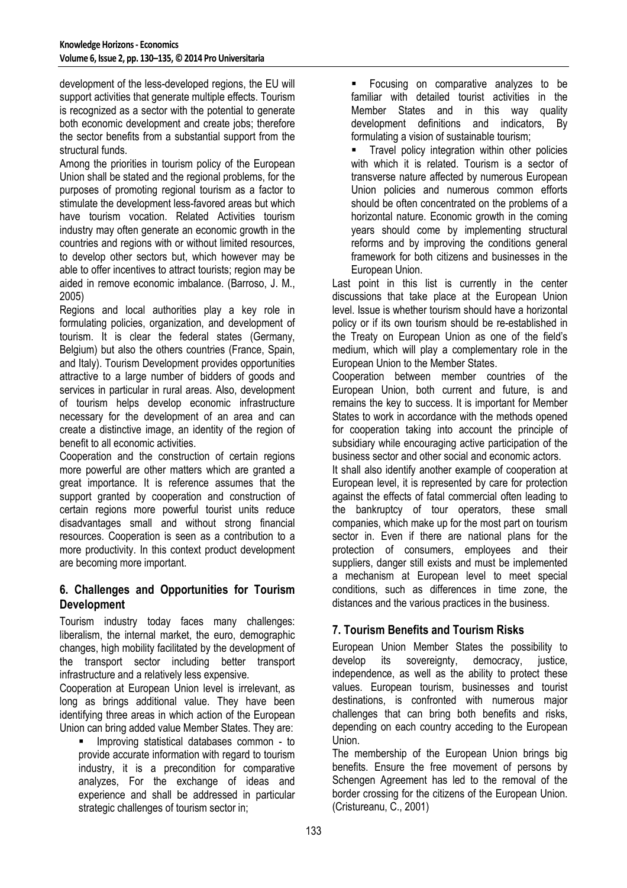development of the less-developed regions, the EU will support activities that generate multiple effects. Tourism is recognized as a sector with the potential to generate both economic development and create jobs; therefore the sector benefits from a substantial support from the structural funds.

Among the priorities in tourism policy of the European Union shall be stated and the regional problems, for the purposes of promoting regional tourism as a factor to stimulate the development less-favored areas but which have tourism vocation. Related Activities tourism industry may often generate an economic growth in the countries and regions with or without limited resources, to develop other sectors but, which however may be able to offer incentives to attract tourists; region may be aided in remove economic imbalance. (Barroso, J. M., 2005)

Regions and local authorities play a key role in formulating policies, organization, and development of tourism. It is clear the federal states (Germany, Belgium) but also the others countries (France, Spain, and Italy). Tourism Development provides opportunities attractive to a large number of bidders of goods and services in particular in rural areas. Also, development of tourism helps develop economic infrastructure necessary for the development of an area and can create a distinctive image, an identity of the region of benefit to all economic activities.

Cooperation and the construction of certain regions more powerful are other matters which are granted a great importance. It is reference assumes that the support granted by cooperation and construction of certain regions more powerful tourist units reduce disadvantages small and without strong financial resources. Cooperation is seen as a contribution to a more productivity. In this context product development are becoming more important.

## 6. Challenges and Opportunities for Tourism Development

Tourism industry today faces many challenges: liberalism, the internal market, the euro, demographic changes, high mobility facilitated by the development of the transport sector including better transport infrastructure and a relatively less expensive.

Cooperation at European Union level is irrelevant, as long as brings additional value. They have been identifying three areas in which action of the European Union can bring added value Member States. They are:

- Improving statistical databases common - to provide accurate information with regard to tourism industry, it is a precondition for comparative analyzes, For the exchange of ideas and experience and shall be addressed in particular strategic challenges of tourism sector in;
- Focusing on comparative analyzes to be familiar with detailed tourist activities in the Member States and in this way quality development definitions and indicators, By formulating a vision of sustainable tourism;
- Travel policy integration within other policies with which it is related. Tourism is a sector of transverse nature affected by numerous European Union policies and numerous common efforts should be often concentrated on the problems of a horizontal nature. Economic growth in the coming years should come by implementing structural reforms and by improving the conditions general framework for both citizens and businesses in the European Union.

Last point in this list is currently in the center discussions that take place at the European Union level. Issue is whether tourism should have a horizontal policy or if its own tourism should be re-established in the Treaty on European Union as one of the field's medium, which will play a complementary role in the European Union to the Member States.

Cooperation between member countries of the European Union, both current and future, is and remains the key to success. It is important for Member States to work in accordance with the methods opened for cooperation taking into account the principle of subsidiary while encouraging active participation of the business sector and other social and economic actors.

It shall also identify another example of cooperation at European level, it is represented by care for protection against the effects of fatal commercial often leading to the bankruptcy of tour operators, these small companies, which make up for the most part on tourism sector in. Even if there are national plans for the protection of consumers, employees and their suppliers, danger still exists and must be implemented a mechanism at European level to meet special conditions, such as differences in time zone, the distances and the various practices in the business.

## 7. Tourism Benefits and Tourism Risks

European Union Member States the possibility to develop its sovereignty, democracy, justice, independence, as well as the ability to protect these values. European tourism, businesses and tourist destinations, is confronted with numerous major challenges that can bring both benefits and risks, depending on each country acceding to the European Union.

The membership of the European Union brings big benefits. Ensure the free movement of persons by Schengen Agreement has led to the removal of the border crossing for the citizens of the European Union. (Cristureanu, C., 2001)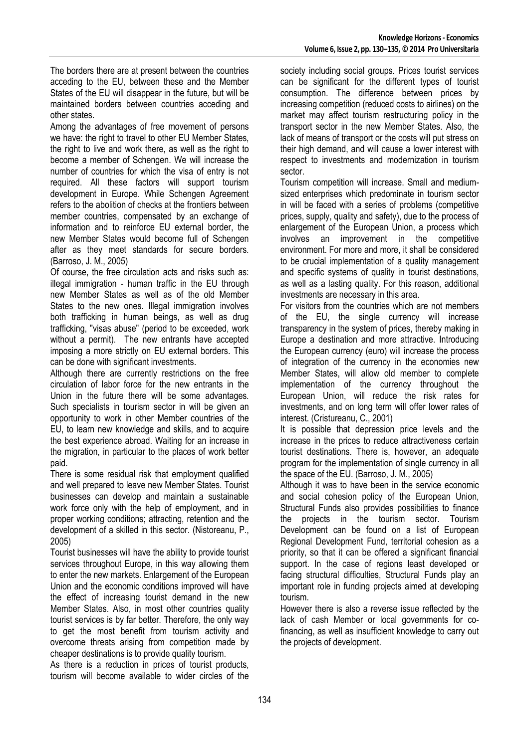The borders there are at present between the countries acceding to the EU, between these and the Member States of the EU will disappear in the future, but will be maintained borders between countries acceding and other states.

Among the advantages of free movement of persons we have: the right to travel to other EU Member States, the right to live and work there, as well as the right to become a member of Schengen. We will increase the number of countries for which the visa of entry is not required. All these factors will support tourism development in Europe. While Schengen Agreement refers to the abolition of checks at the frontiers between member countries, compensated by an exchange of information and to reinforce EU external border, the new Member States would become full of Schengen after as they meet standards for secure borders. (Barroso, J. M., 2005)

Of course, the free circulation acts and risks such as: illegal immigration - human traffic in the EU through new Member States as well as of the old Member States to the new ones. Illegal immigration involves both trafficking in human beings, as well as drug trafficking, "visas abuse" (period to be exceeded, work without a permit). The new entrants have accepted imposing a more strictly on EU external borders. This can be done with significant investments.

Although there are currently restrictions on the free circulation of labor force for the new entrants in the Union in the future there will be some advantages. Such specialists in tourism sector in will be given an opportunity to work in other Member countries of the EU, to learn new knowledge and skills, and to acquire the best experience abroad. Waiting for an increase in the migration, in particular to the places of work better paid.

There is some residual risk that employment qualified and well prepared to leave new Member States. Tourist businesses can develop and maintain a sustainable work force only with the help of employment, and in proper working conditions; attracting, retention and the development of a skilled in this sector. (Nistoreanu, P., 2005)

Tourist businesses will have the ability to provide tourist services throughout Europe, in this way allowing them to enter the new markets. Enlargement of the European Union and the economic conditions improved will have the effect of increasing tourist demand in the new Member States. Also, in most other countries quality tourist services is by far better. Therefore, the only way to get the most benefit from tourism activity and overcome threats arising from competition made by cheaper destinations is to provide quality tourism.

As there is a reduction in prices of tourist products, tourism will become available to wider circles of the society including social groups. Prices tourist services can be significant for the different types of tourist consumption. The difference between prices by increasing competition (reduced costs to airlines) on the market may affect tourism restructuring policy in the transport sector in the new Member States. Also, the lack of means of transport or the costs will put stress on their high demand, and will cause a lower interest with respect to investments and modernization in tourism sector.

Tourism competition will increase. Small and medium-sized enterprises which predominate in tourism sector in will be faced with a series of problems (competitive prices, supply, quality and safety), due to the process of enlargement of the European Union, a process which involves an improvement in the competitive environment. For more and more, it shall be considered to be crucial implementation of a quality management and specific systems of quality in tourist destinations, as well as a lasting quality. For this reason, additional investments are necessary in this area.

For visitors from the countries which are not members of the EU, the single currency will increase transparency in the system of prices, thereby making in Europe a destination and more attractive. Introducing the European currency (euro) will increase the process of integration of the currency in the economies new Member States, will allow old member to complete implementation of the currency throughout the European Union, will reduce the risk rates for investments, and on long term will offer lower rates of interest. (Cristureanu, C., 2001)

It is possible that depression price levels and the increase in the prices to reduce attractiveness certain tourist destinations. There is, however, an adequate program for the implementation of single currency in all the space of the EU. (Barroso, J. M., 2005)

Although it was to have been in the service economic and social cohesion policy of the European Union, Structural Funds also provides possibilities to finance the projects in the tourism sector. Tourism Development can be found on a list of European Regional Development Fund, territorial cohesion as a priority, so that it can be offered a significant financial support. In the case of regions least developed or facing structural difficulties, Structural Funds play an important role in funding projects aimed at developing tourism.

However there is also a reverse issue reflected by the lack of cash Member or local governments for co-financing, as well as insufficient knowledge to carry out the projects of development.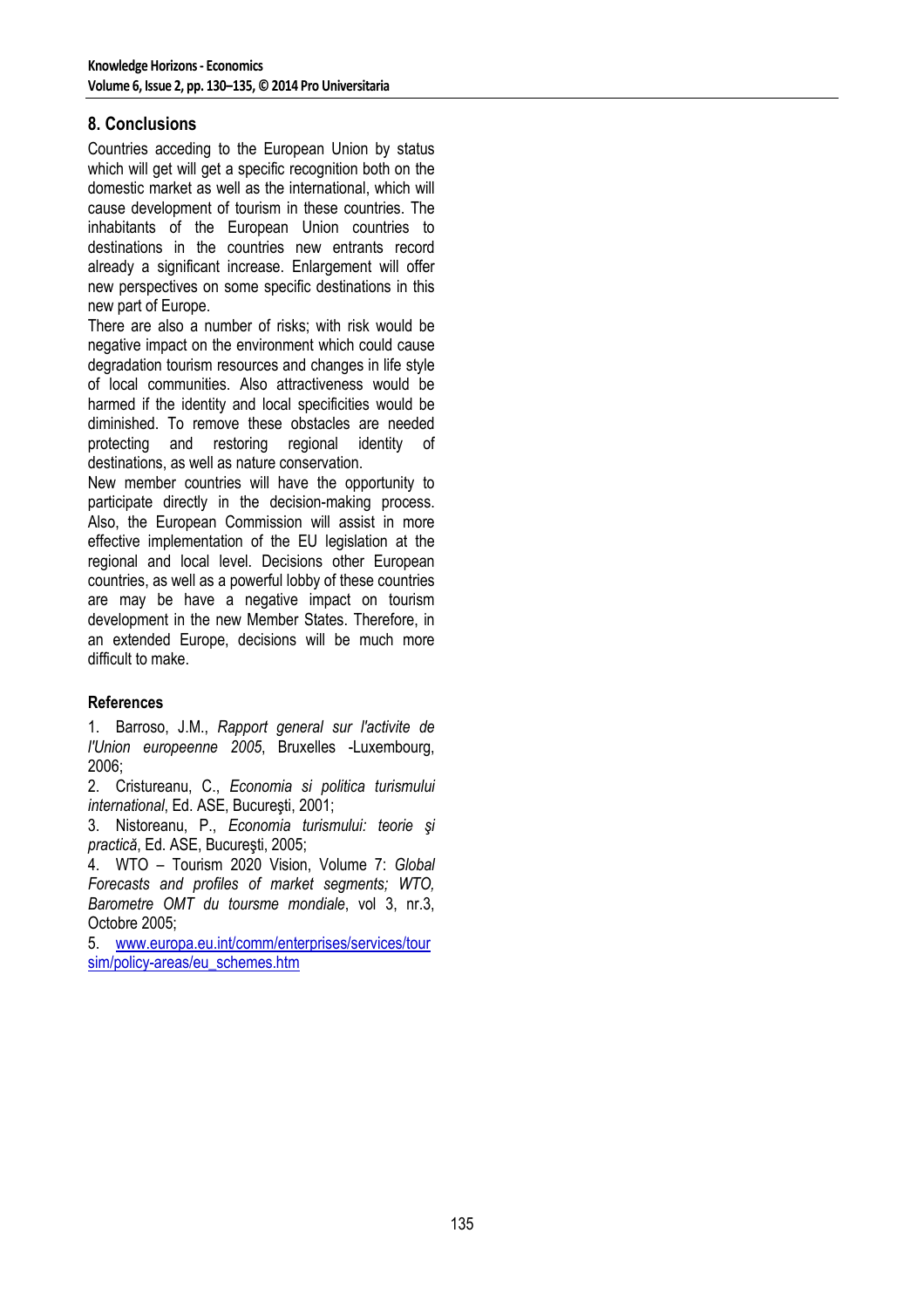## 8. Conclusions

Countries acceding to the European Union by status which will get will get a specific recognition both on the domestic market as well as the international, which will cause development of tourism in these countries. The inhabitants of the European Union countries to destinations in the countries new entrants record already a significant increase. Enlargement will offer new perspectives on some specific destinations in this new part of Europe.

There are also a number of risks; with risk would be negative impact on the environment which could cause degradation tourism resources and changes in life style of local communities. Also attractiveness would be harmed if the identity and local specificities would be diminished. To remove these obstacles are needed protecting and restoring regional identity of destinations, as well as nature conservation.

New member countries will have the opportunity to participate directly in the decision-making process. Also, the European Commission will assist in more effective implementation of the EU legislation at the regional and local level. Decisions other European countries, as well as a powerful lobby of these countries are may be have a negative impact on tourism development in the new Member States. Therefore, in an extended Europe, decisions will be much more difficult to make.

### References

1. Barroso, J.M., *Rapport general sur l'activite de l'Union europeenne 2005*, Bruxelles -Luxembourg, 2006;
2. Cristureanu, C., *Economia si politica turismului international*, Ed. ASE, Bucureşti, 2001;
3. Nistoreanu, P., *Economia turismului: teorie şi practică*, Ed. ASE, Bucureşti, 2005;
4. WTO – Tourism 2020 Vision, Volume 7: *Global Forecasts and profiles of market segments; WTO, Barometre OMT du toursme mondiale*, vol 3, nr.3, Octobre 2005;
5. [www.europa.eu.int/comm/enterprises/services/toursim/policy-areas/eu_schemes.htm](www.europa.eu.int/comm/enterprises/services/toursim/policy-areas/eu_schemes.htm)